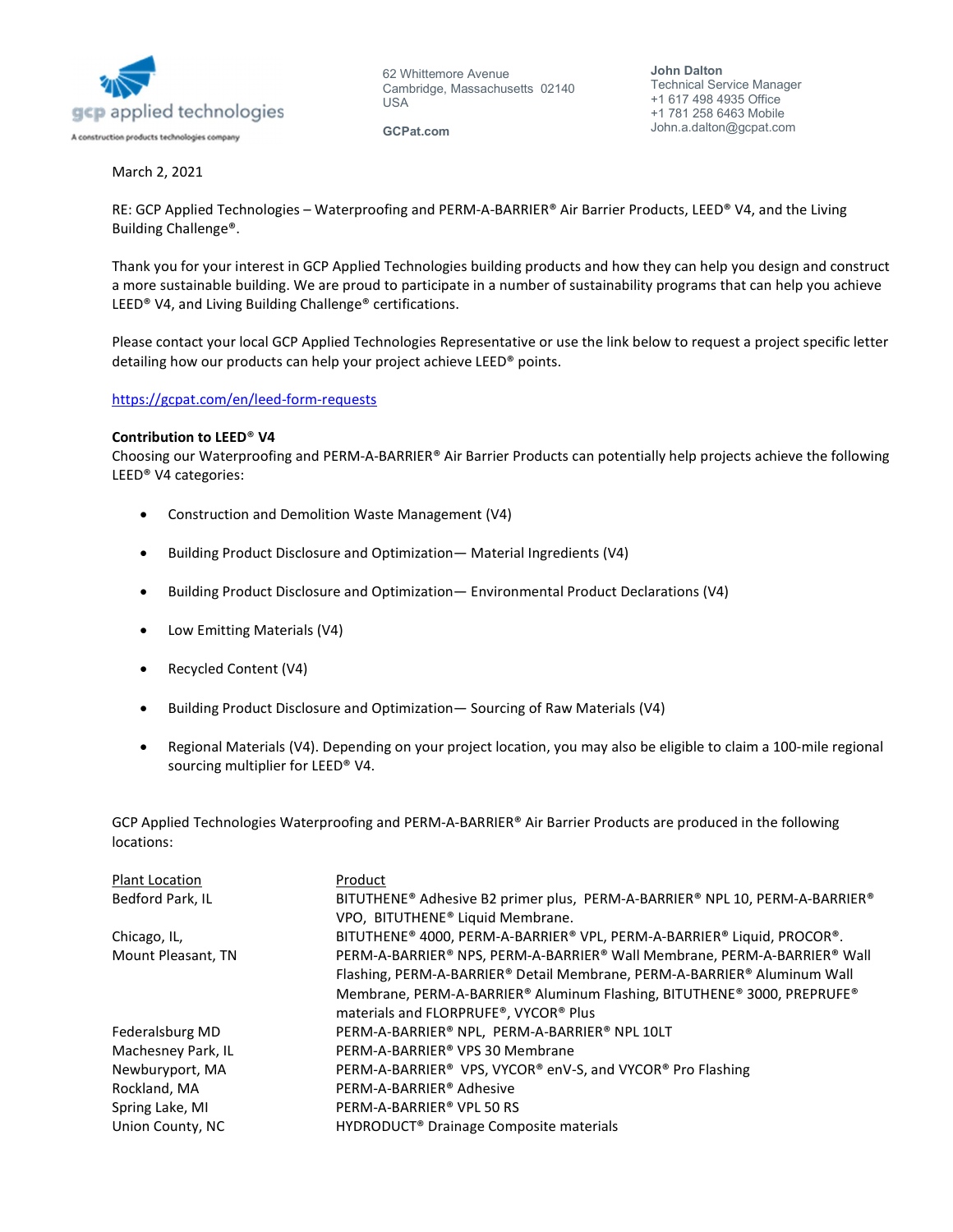gcp applied technologies
A construction products technologies company

62 Whittemore Avenue
Cambridge, Massachusetts 02140
USA

GCPat.com

**John Dalton**
Technical Service Manager
+1 617 498 4935 Office
+1 781 258 6463 Mobile
John.a.dalton@gcpat.com

March 2, 2021

RE: GCP Applied Technologies – Waterproofing and PERM-A-BARRIER® Air Barrier Products, LEED® V4, and the Living Building Challenge®.

Thank you for your interest in GCP Applied Technologies building products and how they can help you design and construct a more sustainable building. We are proud to participate in a number of sustainability programs that can help you achieve LEED® V4, and Living Building Challenge® certifications.

Please contact your local GCP Applied Technologies Representative or use the link below to request a project specific letter detailing how our products can help your project achieve LEED® points.

https://gcpat.com/en/leed-form-requests

**Contribution to LEED® V4**
Choosing our Waterproofing and PERM-A-BARRIER® Air Barrier Products can potentially help projects achieve the following LEED® V4 categories:

- Construction and Demolition Waste Management (V4)
- Building Product Disclosure and Optimization— Material Ingredients (V4)
- Building Product Disclosure and Optimization— Environmental Product Declarations (V4)
- Low Emitting Materials (V4)
- Recycled Content (V4)
- Building Product Disclosure and Optimization— Sourcing of Raw Materials (V4)
- Regional Materials (V4). Depending on your project location, you may also be eligible to claim a 100-mile regional sourcing multiplier for LEED® V4.

GCP Applied Technologies Waterproofing and PERM-A-BARRIER® Air Barrier Products are produced in the following locations:

| Plant Location | Product |
|---|---|
| Bedford Park, IL | BITUTHENE® Adhesive B2 primer plus, PERM-A-BARRIER® NPL 10, PERM-A-BARRIER® VPO, BITUTHENE® Liquid Membrane. |
| Chicago, IL, | BITUTHENE® 4000, PERM-A-BARRIER® VPL, PERM-A-BARRIER® Liquid, PROCOR®. |
| Mount Pleasant, TN | PERM-A-BARRIER® NPS, PERM-A-BARRIER® Wall Membrane, PERM-A-BARRIER® Wall Flashing, PERM-A-BARRIER® Detail Membrane, PERM-A-BARRIER® Aluminum Wall Membrane, PERM-A-BARRIER® Aluminum Flashing, BITUTHENE® 3000, PREPRUFE® materials and FLORPRUFE®, VYCOR® Plus |
| Federalsburg MD | PERM-A-BARRIER® NPL, PERM-A-BARRIER® NPL 10LT |
| Machesney Park, IL | PERM-A-BARRIER® VPS 30 Membrane |
| Newburyport, MA | PERM-A-BARRIER® VPS, VYCOR® enV-S, and VYCOR® Pro Flashing |
| Rockland, MA | PERM-A-BARRIER® Adhesive |
| Spring Lake, MI | PERM-A-BARRIER® VPL 50 RS |
| Union County, NC | HYDRODUCT® Drainage Composite materials |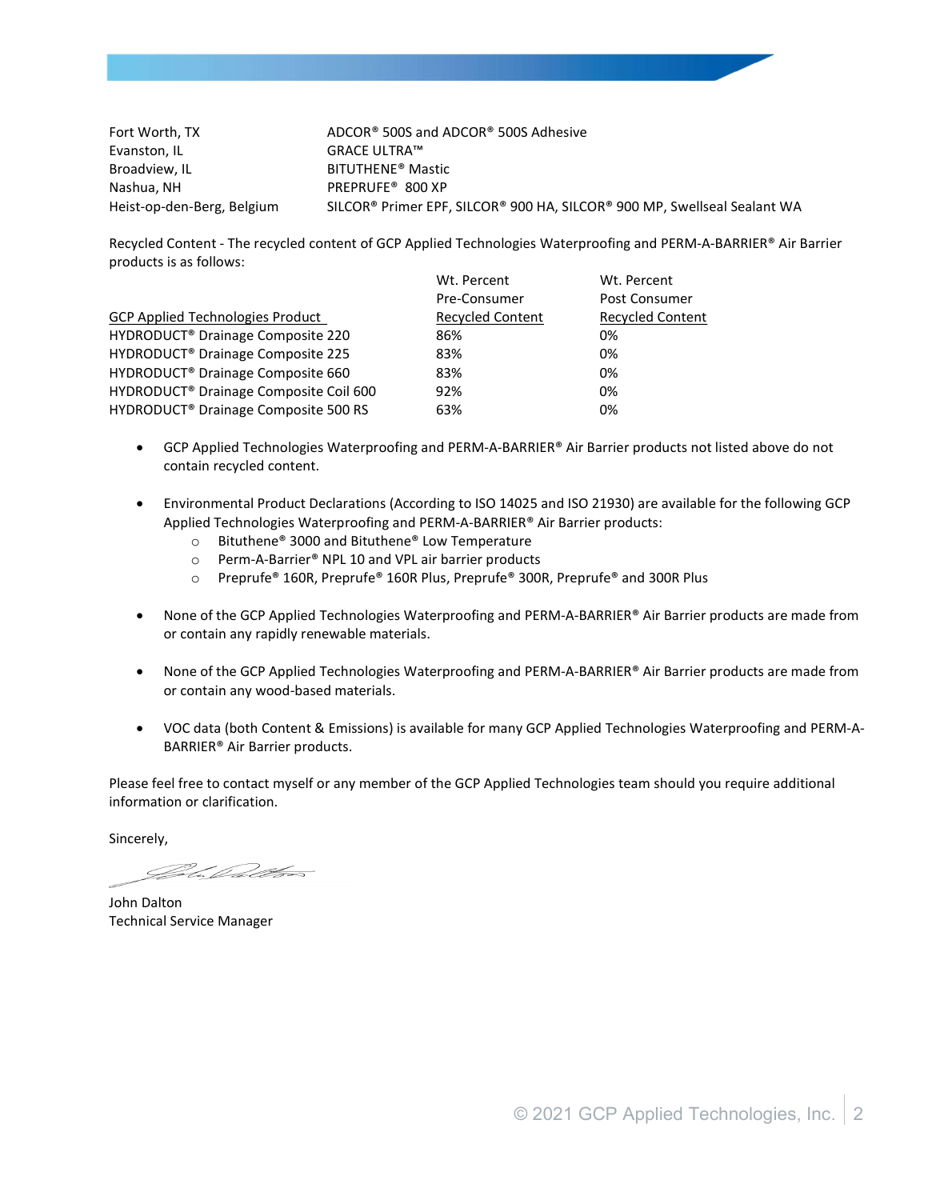| | |
|---|---|
| Fort Worth, TX | ADCOR® 500S and ADCOR® 500S Adhesive |
| Evanston, IL | GRACE ULTRA™ |
| Broadview, IL | BITUTHENE® Mastic |
| Nashua, NH | PREPRUFE® 800 XP |
| Heist-op-den-Berg, Belgium | SILCOR® Primer EPF, SILCOR® 900 HA, SILCOR® 900 MP, Swellseal Sealant WA |

Recycled Content - The recycled content of GCP Applied Technologies Waterproofing and PERM-A-BARRIER® Air Barrier products is as follows:

| GCP Applied Technologies Product | Wt. Percent Pre-Consumer Recycled Content | Wt. Percent Post Consumer Recycled Content |
|---|---|---|
| HYDRODUCT® Drainage Composite 220 | 86% | 0% |
| HYDRODUCT® Drainage Composite 225 | 83% | 0% |
| HYDRODUCT® Drainage Composite 660 | 83% | 0% |
| HYDRODUCT® Drainage Composite Coil 600 | 92% | 0% |
| HYDRODUCT® Drainage Composite 500 RS | 63% | 0% |

- GCP Applied Technologies Waterproofing and PERM-A-BARRIER® Air Barrier products not listed above do not contain recycled content.

- Environmental Product Declarations (According to ISO 14025 and ISO 21930) are available for the following GCP Applied Technologies Waterproofing and PERM-A-BARRIER® Air Barrier products:
    - Bituthene® 3000 and Bituthene® Low Temperature
    - Perm-A-Barrier® NPL 10 and VPL air barrier products
    - Preprufe® 160R, Preprufe® 160R Plus, Preprufe® 300R, Preprufe® and 300R Plus

- None of the GCP Applied Technologies Waterproofing and PERM-A-BARRIER® Air Barrier products are made from or contain any rapidly renewable materials.

- None of the GCP Applied Technologies Waterproofing and PERM-A-BARRIER® Air Barrier products are made from or contain any wood-based materials.

- VOC data (both Content & Emissions) is available for many GCP Applied Technologies Waterproofing and PERM-A-BARRIER® Air Barrier products.

Please feel free to contact myself or any member of the GCP Applied Technologies team should you require additional information or clarification.

Sincerely,

John Dalton
Technical Service Manager

© 2021 GCP Applied Technologies, Inc.